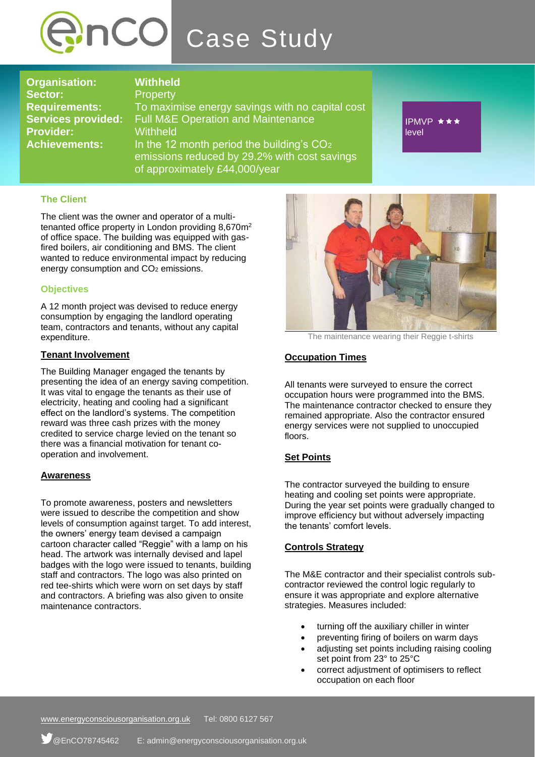# EnCO Case Study

| | |
|---|---|
| **Organisation:** | **Withheld** |
| **Sector:** | Property |
| **Requirements:** | To maximise energy savings with no capital cost |
| **Services provided:** | Full M&E Operation and Maintenance |
| **Provider:** | Withheld |
| **Achievements:** | In the 12 month period the building's $CO_2$ emissions reduced by 29.2% with cost savings of approximately £44,000/year |

IPMVP ★★★ level

### The Client

The client was the owner and operator of a multi-tenanted office property in London providing 8,670m$^2$ of office space. The building was equipped with gas-fired boilers, air conditioning and BMS. The client wanted to reduce environmental impact by reducing energy consumption and $CO_2$ emissions.

### Objectives

A 12 month project was devised to reduce energy consumption by engaging the landlord operating team, contractors and tenants, without any capital expenditure.

#### Tenant Involvement

The Building Manager engaged the tenants by presenting the idea of an energy saving competition. It was vital to engage the tenants as their use of electricity, heating and cooling had a significant effect on the landlord's systems. The competition reward was three cash prizes with the money credited to service charge levied on the tenant so there was a financial motivation for tenant co-operation and involvement.

#### Awareness

To promote awareness, posters and newsletters were issued to describe the competition and show levels of consumption against target. To add interest, the owners' energy team devised a campaign cartoon character called "Reggie" with a lamp on his head. The artwork was internally devised and lapel badges with the logo were issued to tenants, building staff and contractors. The logo was also printed on red tee-shirts which were worn on set days by staff and contractors. A briefing was also given to onsite maintenance contractors.

The maintenance wearing their Reggie t-shirts

#### Occupation Times

All tenants were surveyed to ensure the correct occupation hours were programmed into the BMS. The maintenance contractor checked to ensure they remained appropriate. Also the contractor ensured energy services were not supplied to unoccupied floors.

#### Set Points

The contractor surveyed the building to ensure heating and cooling set points were appropriate. During the year set points were gradually changed to improve efficiency but without adversely impacting the tenants' comfort levels.

#### Controls Strategy

The M&E contractor and their specialist controls sub-contractor reviewed the control logic regularly to ensure it was appropriate and explore alternative strategies. Measures included:

- turning off the auxiliary chiller in winter
- preventing firing of boilers on warm days
- adjusting set points including raising cooling set point from 23° to 25°C
- correct adjustment of optimisers to reflect occupation on each floor

www.energyconsciousorganisation.org.uk Tel: 0800 6127 567

@EnCO78745462 E: admin@energyconsciousorganisation.org.uk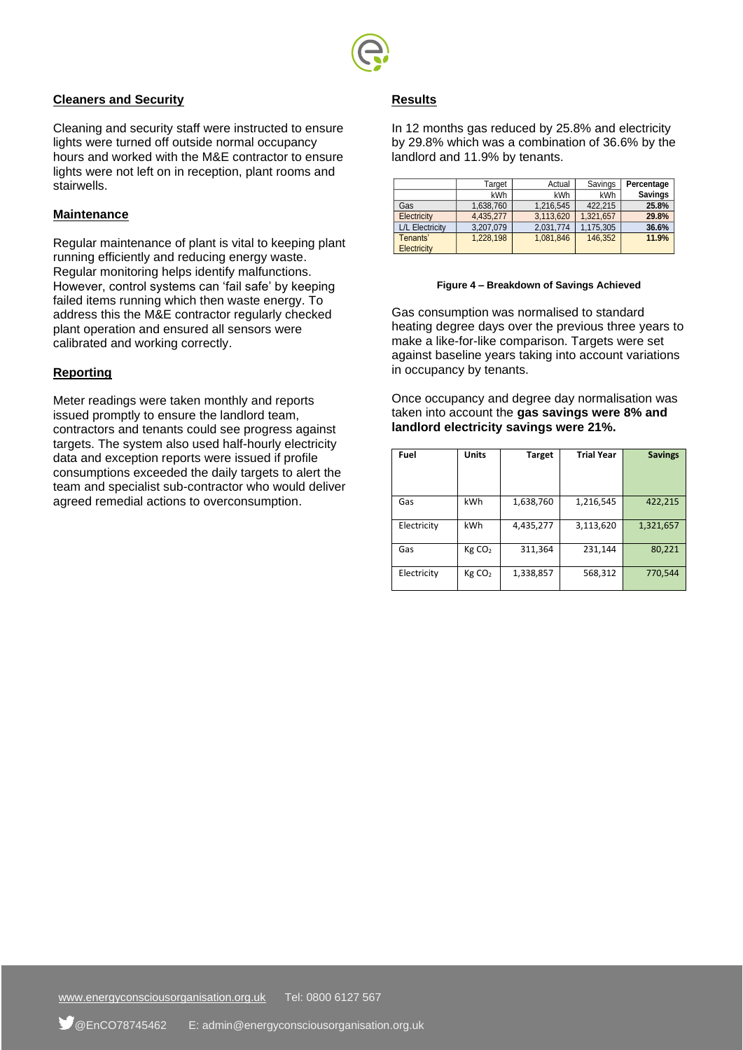## Cleaners and Security

Cleaning and security staff were instructed to ensure lights were turned off outside normal occupancy hours and worked with the M&E contractor to ensure lights were not left on in reception, plant rooms and stairwells.

## Maintenance

Regular maintenance of plant is vital to keeping plant running efficiently and reducing energy waste. Regular monitoring helps identify malfunctions. However, control systems can 'fail safe' by keeping failed items running which then waste energy. To address this the M&E contractor regularly checked plant operation and ensured all sensors were calibrated and working correctly.

## Reporting

Meter readings were taken monthly and reports issued promptly to ensure the landlord team, contractors and tenants could see progress against targets. The system also used half-hourly electricity data and exception reports were issued if profile consumptions exceeded the daily targets to alert the team and specialist sub-contractor who would deliver agreed remedial actions to overconsumption.

## Results

In 12 months gas reduced by 25.8% and electricity by 29.8% which was a combination of 36.6% by the landlord and 11.9% by tenants.

| | Target kWh | Actual kWh | Savings kWh | Percentage Savings |
|---|---|---|---|---|
| Gas | 1,638,760 | 1,216,545 | 422,215 | **25.8%** |
| Electricity | 4,435,277 | 3,113,620 | 1,321,657 | **29.8%** |
| L/L Electricity | 3,207,079 | 2,031,774 | 1,175,305 | **36.6%** |
| Tenants' Electricity | 1,228,198 | 1,081,846 | 146,352 | **11.9%** |

**Figure 4 – Breakdown of Savings Achieved**

Gas consumption was normalised to standard heating degree days over the previous three years to make a like-for-like comparison. Targets were set against baseline years taking into account variations in occupancy by tenants.

Once occupancy and degree day normalisation was taken into account the **gas savings were 8% and landlord electricity savings were 21%.**

| Fuel | Units | Target | Trial Year | Savings |
|---|---|---|---|---|
| Gas | kWh | 1,638,760 | 1,216,545 | 422,215 |
| Electricity | kWh | 4,435,277 | 3,113,620 | 1,321,657 |
| Gas | Kg $CO_2$ | 311,364 | 231,144 | 80,221 |
| Electricity | Kg $CO_2$ | 1,338,857 | 568,312 | 770,544 |

www.energyconsciousorganisation.org.uk Tel: 0800 6127 567

@EnCO78745462 E: admin@energyconsciousorganisation.org.uk